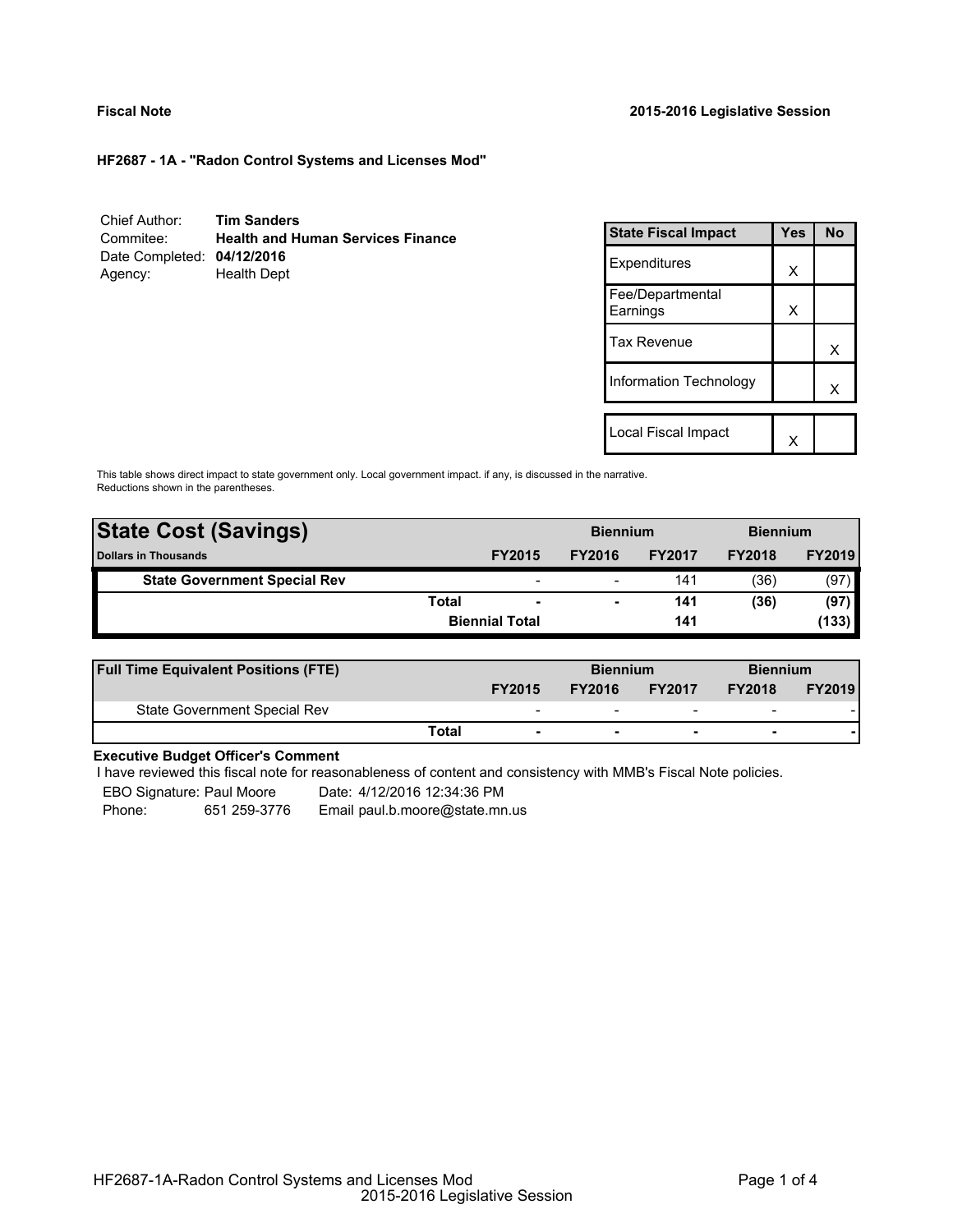**Fiscal Note** | **2015-2016 Legislative Session**

**HF2687 - 1A - "Radon Control Systems and Licenses Mod"**

Chief Author: **Tim Sanders**
Commitee: **Health and Human Services Finance**
Date Completed: **04/12/2016**
Agency: Health Dept

| State Fiscal Impact | Yes | No |
|---|---|---|
| Expenditures | X | |
| Fee/Departmental Earnings | X | |
| Tax Revenue | | X |
| Information Technology | | X |
| Local Fiscal Impact | X | |

This table shows direct impact to state government only. Local government impact. if any, is discussed in the narrative. Reductions shown in the parentheses.

| State Cost (Savings) | | | Biennium | | Biennium | |
|---|---|---|---|---|---|---|
| Dollars in Thousands | | FY2015 | FY2016 | FY2017 | FY2018 | FY2019 |
| State Government Special Rev | | - | - | 141 | (36) | (97) |
| | Total | - | - | 141 | (36) | (97) |
| | | Biennial Total | | 141 | | (133) |

| Full Time Equivalent Positions (FTE) | | | Biennium | | Biennium | |
|---|---|---|---|---|---|---|
| | | FY2015 | FY2016 | FY2017 | FY2018 | FY2019 |
| State Government Special Rev | | - | - | - | - | - |
| | Total | - | - | - | - | - |

**Executive Budget Officer's Comment**

I have reviewed this fiscal note for reasonableness of content and consistency with MMB's Fiscal Note policies.

EBO Signature: Paul Moore    Date: 4/12/2016 12:34:36 PM
Phone: 651 259-3776    Email paul.b.moore@state.mn.us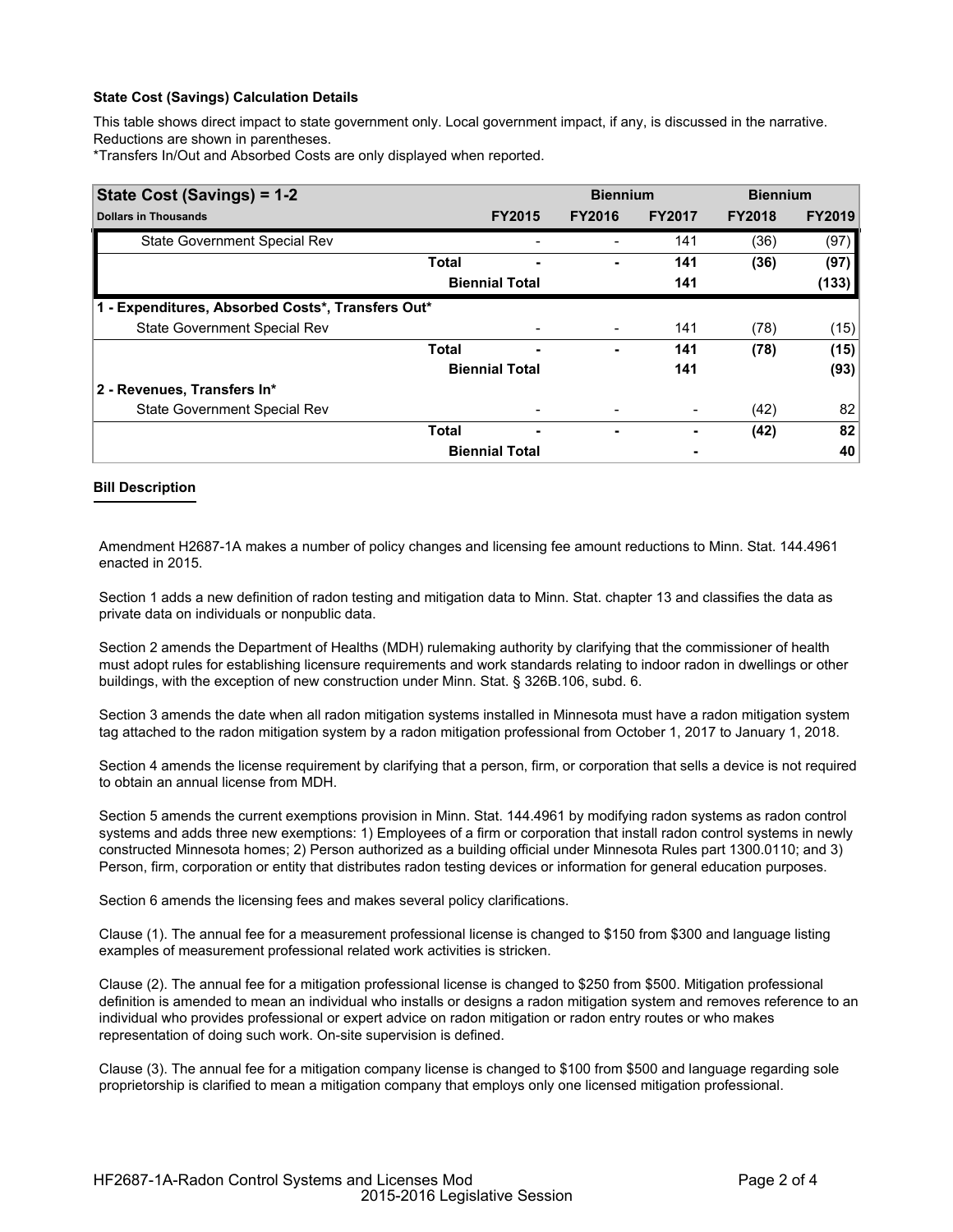**State Cost (Savings) Calculation Details**

This table shows direct impact to state government only. Local government impact, if any, is discussed in the narrative. Reductions are shown in parentheses.
*Transfers In/Out and Absorbed Costs are only displayed when reported.

| State Cost (Savings) = 1-2 | | | Biennium | | Biennium | |
|---|---|---|---|---|---|---|
| **Dollars in Thousands** | | **FY2015** | **FY2016** | **FY2017** | **FY2018** | **FY2019** |
| State Government Special Rev | | - | - | 141 | (36) | (97) |
| | **Total** | **-** | **-** | **141** | **(36)** | **(97)** |
| | **Biennial Total** | | | **141** | | **(133)** |
| **1 - Expenditures, Absorbed Costs*, Transfers Out*** | | | | | | |
| State Government Special Rev | | - | - | 141 | (78) | (15) |
| | **Total** | **-** | **-** | **141** | **(78)** | **(15)** |
| | **Biennial Total** | | | **141** | | **(93)** |
| **2 - Revenues, Transfers In*** | | | | | | |
| State Government Special Rev | | - | - | - | (42) | 82 |
| | **Total** | **-** | **-** | **-** | **(42)** | **82** |
| | **Biennial Total** | | | **-** | | **40** |

**Bill Description**

Amendment H2687-1A makes a number of policy changes and licensing fee amount reductions to Minn. Stat. 144.4961 enacted in 2015.

Section 1 adds a new definition of radon testing and mitigation data to Minn. Stat. chapter 13 and classifies the data as private data on individuals or nonpublic data.

Section 2 amends the Department of Healths (MDH) rulemaking authority by clarifying that the commissioner of health must adopt rules for establishing licensure requirements and work standards relating to indoor radon in dwellings or other buildings, with the exception of new construction under Minn. Stat. § 326B.106, subd. 6.

Section 3 amends the date when all radon mitigation systems installed in Minnesota must have a radon mitigation system tag attached to the radon mitigation system by a radon mitigation professional from October 1, 2017 to January 1, 2018.

Section 4 amends the license requirement by clarifying that a person, firm, or corporation that sells a device is not required to obtain an annual license from MDH.

Section 5 amends the current exemptions provision in Minn. Stat. 144.4961 by modifying radon systems as radon control systems and adds three new exemptions: 1) Employees of a firm or corporation that install radon control systems in newly constructed Minnesota homes; 2) Person authorized as a building official under Minnesota Rules part 1300.0110; and 3) Person, firm, corporation or entity that distributes radon testing devices or information for general education purposes.

Section 6 amends the licensing fees and makes several policy clarifications.

Clause (1). The annual fee for a measurement professional license is changed to $150 from $300 and language listing examples of measurement professional related work activities is stricken.

Clause (2). The annual fee for a mitigation professional license is changed to $250 from $500. Mitigation professional definition is amended to mean an individual who installs or designs a radon mitigation system and removes reference to an individual who provides professional or expert advice on radon mitigation or radon entry routes or who makes representation of doing such work. On-site supervision is defined.

Clause (3). The annual fee for a mitigation company license is changed to $100 from $500 and language regarding sole proprietorship is clarified to mean a mitigation company that employs only one licensed mitigation professional.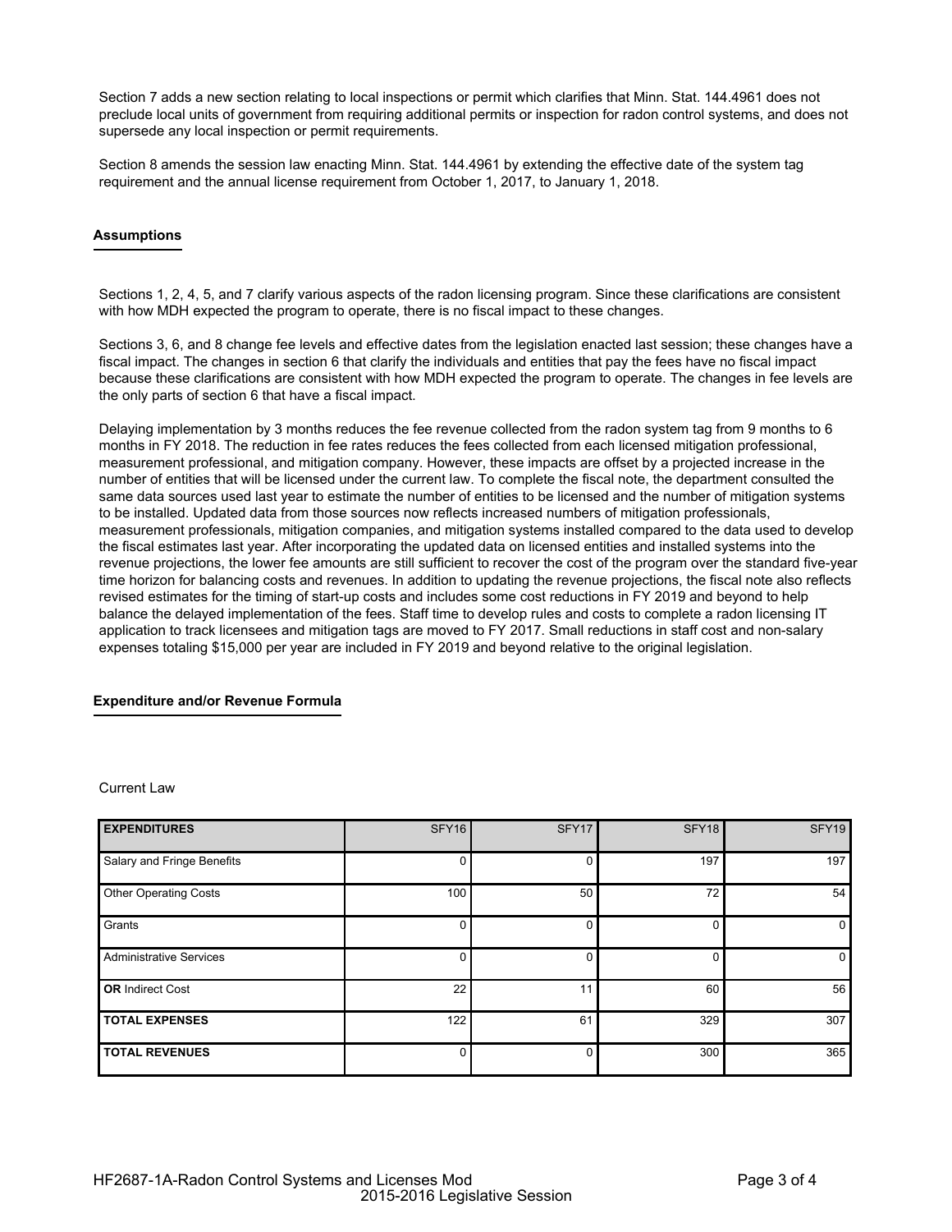Section 7 adds a new section relating to local inspections or permit which clarifies that Minn. Stat. 144.4961 does not preclude local units of government from requiring additional permits or inspection for radon control systems, and does not supersede any local inspection or permit requirements.

Section 8 amends the session law enacting Minn. Stat. 144.4961 by extending the effective date of the system tag requirement and the annual license requirement from October 1, 2017, to January 1, 2018.

## Assumptions

Sections 1, 2, 4, 5, and 7 clarify various aspects of the radon licensing program. Since these clarifications are consistent with how MDH expected the program to operate, there is no fiscal impact to these changes.

Sections 3, 6, and 8 change fee levels and effective dates from the legislation enacted last session; these changes have a fiscal impact. The changes in section 6 that clarify the individuals and entities that pay the fees have no fiscal impact because these clarifications are consistent with how MDH expected the program to operate. The changes in fee levels are the only parts of section 6 that have a fiscal impact.

Delaying implementation by 3 months reduces the fee revenue collected from the radon system tag from 9 months to 6 months in FY 2018. The reduction in fee rates reduces the fees collected from each licensed mitigation professional, measurement professional, and mitigation company. However, these impacts are offset by a projected increase in the number of entities that will be licensed under the current law. To complete the fiscal note, the department consulted the same data sources used last year to estimate the number of entities to be licensed and the number of mitigation systems to be installed. Updated data from those sources now reflects increased numbers of mitigation professionals, measurement professionals, mitigation companies, and mitigation systems installed compared to the data used to develop the fiscal estimates last year. After incorporating the updated data on licensed entities and installed systems into the revenue projections, the lower fee amounts are still sufficient to recover the cost of the program over the standard five-year time horizon for balancing costs and revenues. In addition to updating the revenue projections, the fiscal note also reflects revised estimates for the timing of start-up costs and includes some cost reductions in FY 2019 and beyond to help balance the delayed implementation of the fees. Staff time to develop rules and costs to complete a radon licensing IT application to track licensees and mitigation tags are moved to FY 2017. Small reductions in staff cost and non-salary expenses totaling $15,000 per year are included in FY 2019 and beyond relative to the original legislation.

## Expenditure and/or Revenue Formula

Current Law

| EXPENDITURES | SFY16 | SFY17 | SFY18 | SFY19 |
|---|---|---|---|---|
| Salary and Fringe Benefits | 0 | 0 | 197 | 197 |
| Other Operating Costs | 100 | 50 | 72 | 54 |
| Grants | 0 | 0 | 0 | 0 |
| Administrative Services | 0 | 0 | 0 | 0 |
| **OR** Indirect Cost | 22 | 11 | 60 | 56 |
| **TOTAL EXPENSES** | 122 | 61 | 329 | 307 |
| **TOTAL REVENUES** | 0 | 0 | 300 | 365 |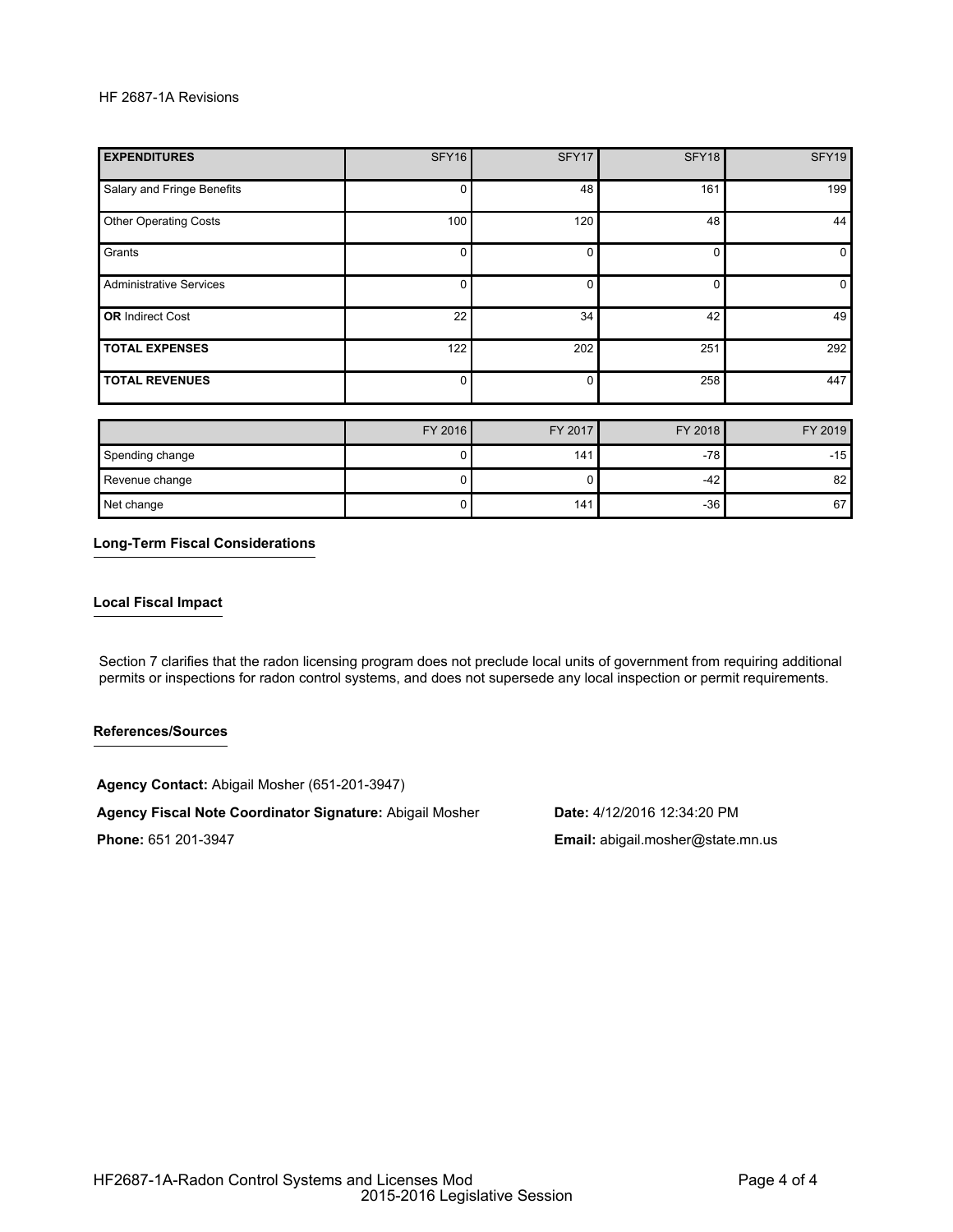HF 2687-1A Revisions

| **EXPENDITURES** | SFY16 | SFY17 | SFY18 | SFY19 |
|---|---|---|---|---|
| Salary and Fringe Benefits | 0 | 48 | 161 | 199 |
| Other Operating Costs | 100 | 120 | 48 | 44 |
| Grants | 0 | 0 | 0 | 0 |
| Administrative Services | 0 | 0 | 0 | 0 |
| **OR** Indirect Cost | 22 | 34 | 42 | 49 |
| **TOTAL EXPENSES** | 122 | 202 | 251 | 292 |
| **TOTAL REVENUES** | 0 | 0 | 258 | 447 |

| | FY 2016 | FY 2017 | FY 2018 | FY 2019 |
|---|---|---|---|---|
| Spending change | 0 | 141 | -78 | -15 |
| Revenue change | 0 | 0 | -42 | 82 |
| Net change | 0 | 141 | -36 | 67 |

**Long-Term Fiscal Considerations**

**Local Fiscal Impact**

Section 7 clarifies that the radon licensing program does not preclude local units of government from requiring additional permits or inspections for radon control systems, and does not supersede any local inspection or permit requirements.

**References/Sources**

**Agency Contact:** Abigail Mosher (651-201-3947)

**Agency Fiscal Note Coordinator Signature:** Abigail Mosher

**Date:** 4/12/2016 12:34:20 PM

**Phone:** 651 201-3947

**Email:** abigail.mosher@state.mn.us